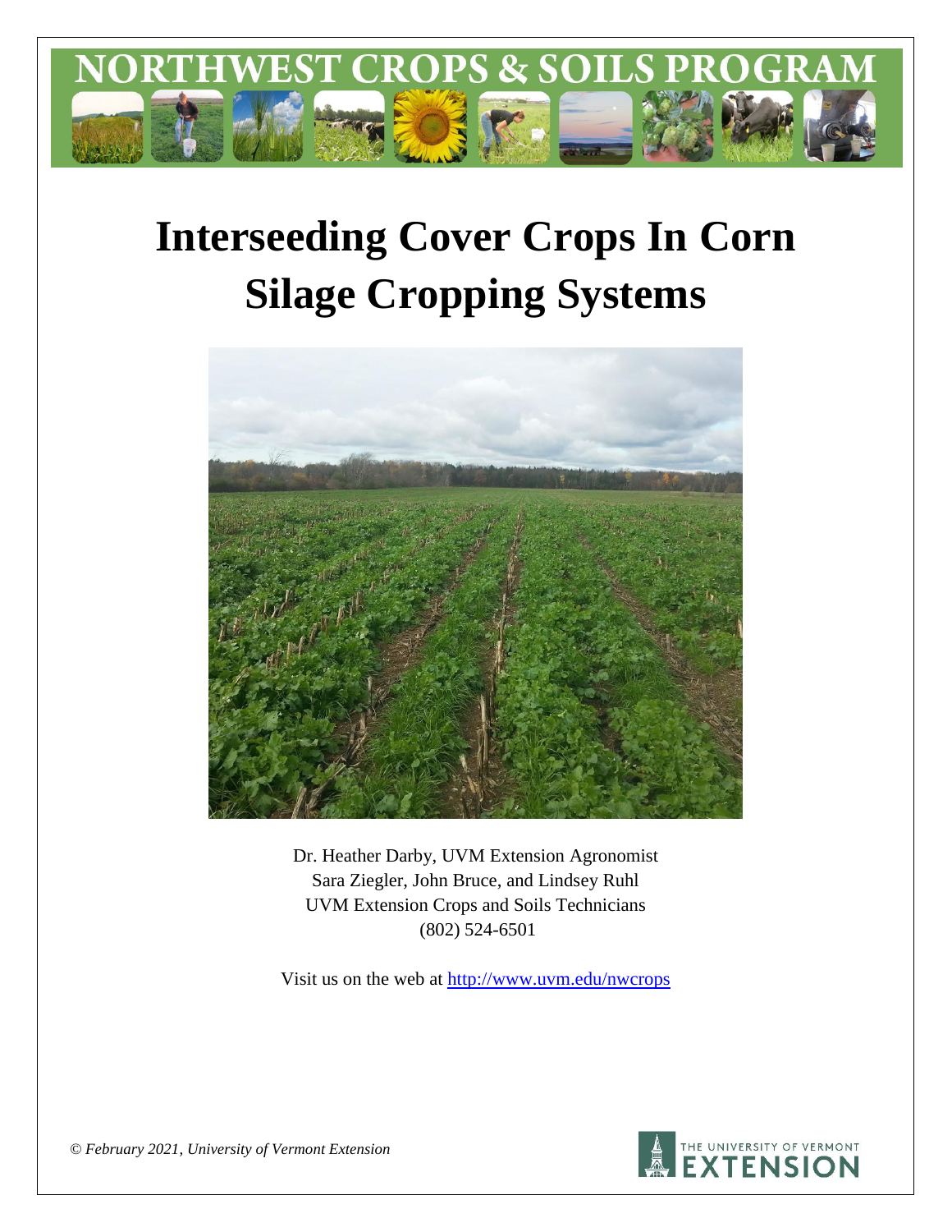NORTHWEST CROPS & SOILS PROGRAM

# Interseeding Cover Crops In Corn Silage Cropping Systems

Dr. Heather Darby, UVM Extension Agronomist
Sara Ziegler, John Bruce, and Lindsey Ruhl
UVM Extension Crops and Soils Technicians
(802) 524-6501

Visit us on the web at http://www.uvm.edu/nwcrops

*© February 2021, University of Vermont Extension*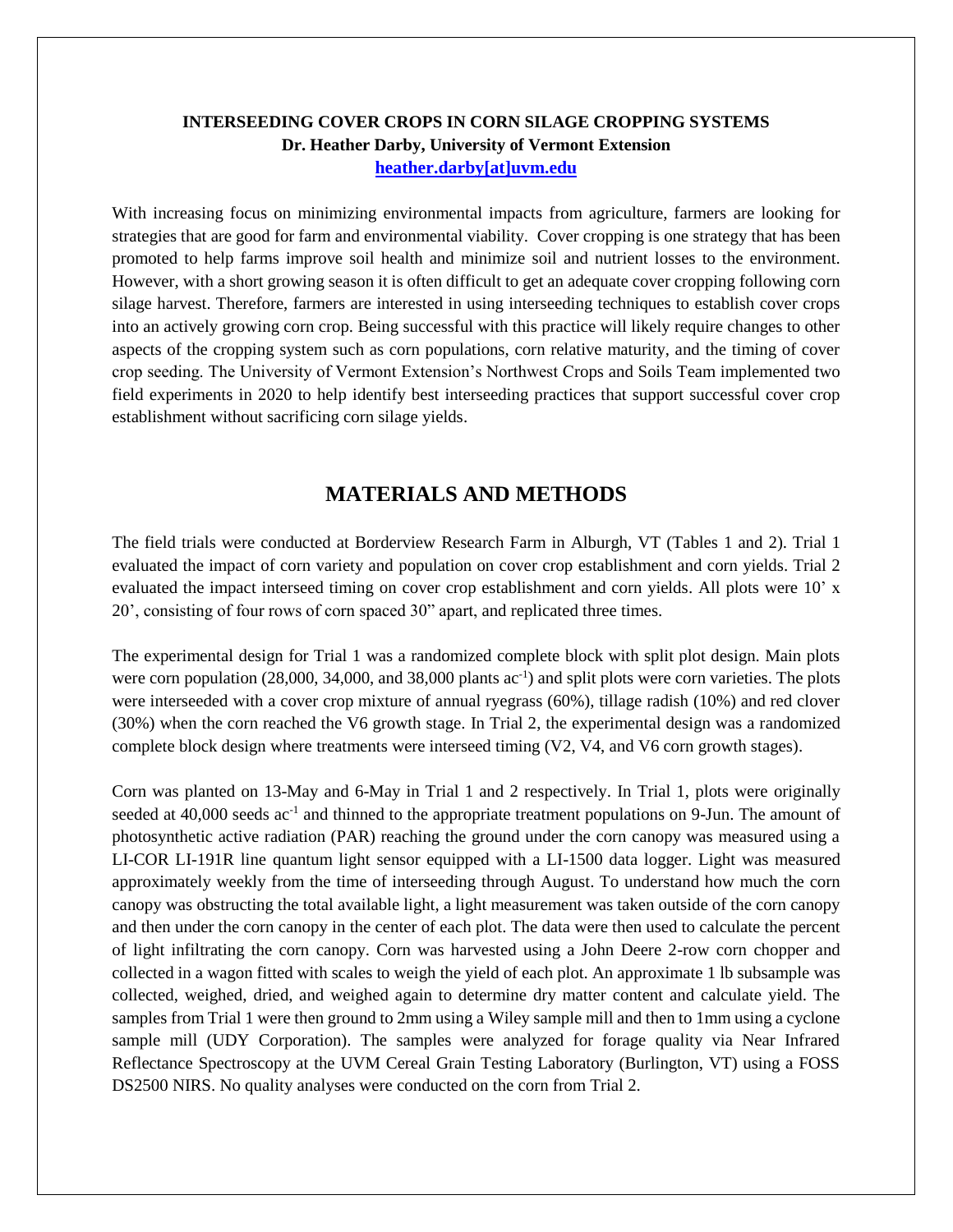**INTERSEEDING COVER CROPS IN CORN SILAGE CROPPING SYSTEMS**
**Dr. Heather Darby, University of Vermont Extension**
**heather.darby[at]uvm.edu**

With increasing focus on minimizing environmental impacts from agriculture, farmers are looking for strategies that are good for farm and environmental viability. Cover cropping is one strategy that has been promoted to help farms improve soil health and minimize soil and nutrient losses to the environment. However, with a short growing season it is often difficult to get an adequate cover cropping following corn silage harvest. Therefore, farmers are interested in using interseeding techniques to establish cover crops into an actively growing corn crop. Being successful with this practice will likely require changes to other aspects of the cropping system such as corn populations, corn relative maturity, and the timing of cover crop seeding. The University of Vermont Extension's Northwest Crops and Soils Team implemented two field experiments in 2020 to help identify best interseeding practices that support successful cover crop establishment without sacrificing corn silage yields.

## MATERIALS AND METHODS

The field trials were conducted at Borderview Research Farm in Alburgh, VT (Tables 1 and 2). Trial 1 evaluated the impact of corn variety and population on cover crop establishment and corn yields. Trial 2 evaluated the impact interseed timing on cover crop establishment and corn yields. All plots were 10' x 20', consisting of four rows of corn spaced 30" apart, and replicated three times.

The experimental design for Trial 1 was a randomized complete block with split plot design. Main plots were corn population (28,000, 34,000, and 38,000 plants $ac^{-1}$) and split plots were corn varieties. The plots were interseeded with a cover crop mixture of annual ryegrass (60%), tillage radish (10%) and red clover (30%) when the corn reached the V6 growth stage. In Trial 2, the experimental design was a randomized complete block design where treatments were interseed timing (V2, V4, and V6 corn growth stages).

Corn was planted on 13-May and 6-May in Trial 1 and 2 respectively. In Trial 1, plots were originally seeded at 40,000 seeds $ac^{-1}$ and thinned to the appropriate treatment populations on 9-Jun. The amount of photosynthetic active radiation (PAR) reaching the ground under the corn canopy was measured using a LI-COR LI-191R line quantum light sensor equipped with a LI-1500 data logger. Light was measured approximately weekly from the time of interseeding through August. To understand how much the corn canopy was obstructing the total available light, a light measurement was taken outside of the corn canopy and then under the corn canopy in the center of each plot. The data were then used to calculate the percent of light infiltrating the corn canopy. Corn was harvested using a John Deere 2-row corn chopper and collected in a wagon fitted with scales to weigh the yield of each plot. An approximate 1 lb subsample was collected, weighed, dried, and weighed again to determine dry matter content and calculate yield. The samples from Trial 1 were then ground to 2mm using a Wiley sample mill and then to 1mm using a cyclone sample mill (UDY Corporation). The samples were analyzed for forage quality via Near Infrared Reflectance Spectroscopy at the UVM Cereal Grain Testing Laboratory (Burlington, VT) using a FOSS DS2500 NIRS. No quality analyses were conducted on the corn from Trial 2.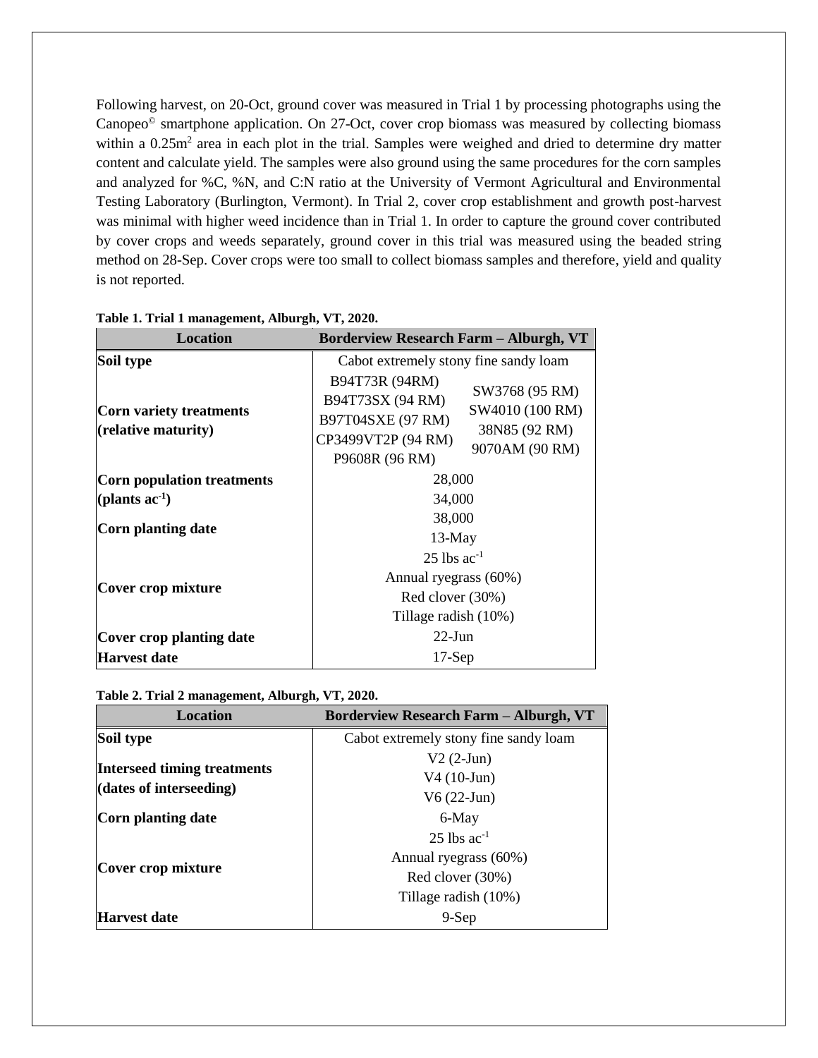Following harvest, on 20-Oct, ground cover was measured in Trial 1 by processing photographs using the Canopeo© smartphone application. On 27-Oct, cover crop biomass was measured by collecting biomass within a 0.25m$^2$ area in each plot in the trial. Samples were weighed and dried to determine dry matter content and calculate yield. The samples were also ground using the same procedures for the corn samples and analyzed for %C, %N, and C:N ratio at the University of Vermont Agricultural and Environmental Testing Laboratory (Burlington, Vermont). In Trial 2, cover crop establishment and growth post-harvest was minimal with higher weed incidence than in Trial 1. In order to capture the ground cover contributed by cover crops and weeds separately, ground cover in this trial was measured using the beaded string method on 28-Sep. Cover crops were too small to collect biomass samples and therefore, yield and quality is not reported.

**Table 1. Trial 1 management, Alburgh, VT, 2020.**

| Location | Borderview Research Farm – Alburgh, VT |
|---|---|
| **Soil type** | Cabot extremely stony fine sandy loam |
| **Corn variety treatments (relative maturity)** | B94T73R (94RM)<br>B94T73SX (94 RM)<br>B97T04SXE (97 RM)<br>CP3499VT2P (94 RM)<br>P9608R (96 RM)<br>SW3768 (95 RM)<br>SW4010 (100 RM)<br>38N85 (92 RM)<br>9070AM (90 RM) |
| **Corn population treatments (plants ac$^{-1}$)** | 28,000<br>34,000<br>38,000 |
| **Corn planting date** | 13-May |
| **Cover crop mixture** | 25 lbs ac$^{-1}$<br>Annual ryegrass (60%)<br>Red clover (30%)<br>Tillage radish (10%) |
| **Cover crop planting date** | 22-Jun |
| **Harvest date** | 17-Sep |

**Table 2. Trial 2 management, Alburgh, VT, 2020.**

| Location | Borderview Research Farm – Alburgh, VT |
|---|---|
| **Soil type** | Cabot extremely stony fine sandy loam |
| **Interseed timing treatments (dates of interseeding)** | V2 (2-Jun)<br>V4 (10-Jun)<br>V6 (22-Jun) |
| **Corn planting date** | 6-May |
| **Cover crop mixture** | 25 lbs ac$^{-1}$<br>Annual ryegrass (60%)<br>Red clover (30%)<br>Tillage radish (10%) |
| **Harvest date** | 9-Sep |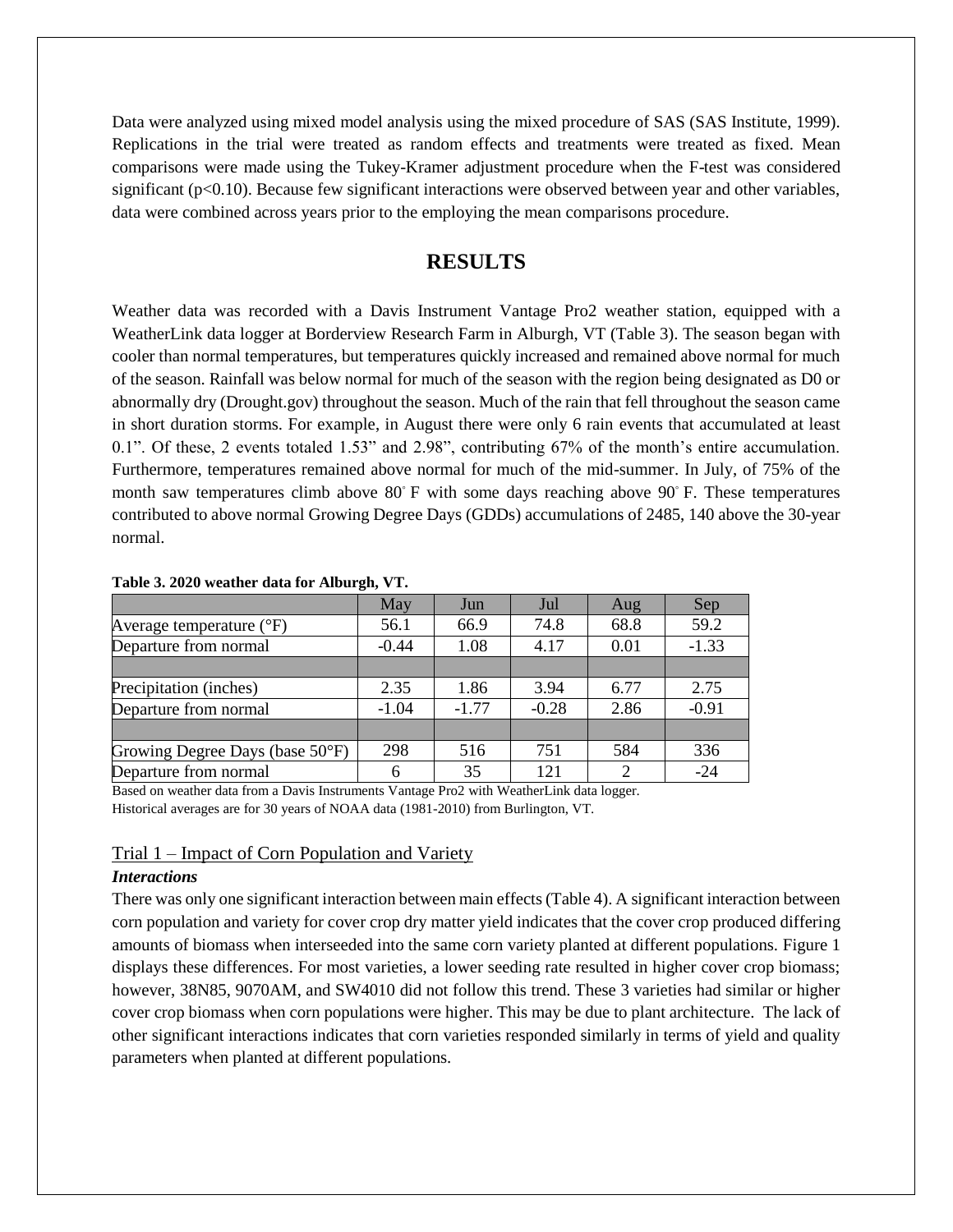Data were analyzed using mixed model analysis using the mixed procedure of SAS (SAS Institute, 1999). Replications in the trial were treated as random effects and treatments were treated as fixed. Mean comparisons were made using the Tukey-Kramer adjustment procedure when the F-test was considered significant ($p<0.10$). Because few significant interactions were observed between year and other variables, data were combined across years prior to the employing the mean comparisons procedure.

# RESULTS

Weather data was recorded with a Davis Instrument Vantage Pro2 weather station, equipped with a WeatherLink data logger at Borderview Research Farm in Alburgh, VT (Table 3). The season began with cooler than normal temperatures, but temperatures quickly increased and remained above normal for much of the season. Rainfall was below normal for much of the season with the region being designated as D0 or abnormally dry (Drought.gov) throughout the season. Much of the rain that fell throughout the season came in short duration storms. For example, in August there were only 6 rain events that accumulated at least 0.1". Of these, 2 events totaled 1.53" and 2.98", contributing 67% of the month's entire accumulation. Furthermore, temperatures remained above normal for much of the mid-summer. In July, of 75% of the month saw temperatures climb above 80° F with some days reaching above 90° F. These temperatures contributed to above normal Growing Degree Days (GDDs) accumulations of 2485, 140 above the 30-year normal.

**Table 3. 2020 weather data for Alburgh, VT.**

| | May | Jun | Jul | Aug | Sep |
|---|---|---|---|---|---|
| Average temperature (°F) | 56.1 | 66.9 | 74.8 | 68.8 | 59.2 |
| Departure from normal | -0.44 | 1.08 | 4.17 | 0.01 | -1.33 |
| | | | | | |
| Precipitation (inches) | 2.35 | 1.86 | 3.94 | 6.77 | 2.75 |
| Departure from normal | -1.04 | -1.77 | -0.28 | 2.86 | -0.91 |
| | | | | | |
| Growing Degree Days (base 50°F) | 298 | 516 | 751 | 584 | 336 |
| Departure from normal | 6 | 35 | 121 | 2 | -24 |

Based on weather data from a Davis Instruments Vantage Pro2 with WeatherLink data logger.
Historical averages are for 30 years of NOAA data (1981-2010) from Burlington, VT.

## Trial 1 – Impact of Corn Population and Variety

### *Interactions*

There was only one significant interaction between main effects (Table 4). A significant interaction between corn population and variety for cover crop dry matter yield indicates that the cover crop produced differing amounts of biomass when interseeded into the same corn variety planted at different populations. Figure 1 displays these differences. For most varieties, a lower seeding rate resulted in higher cover crop biomass; however, 38N85, 9070AM, and SW4010 did not follow this trend. These 3 varieties had similar or higher cover crop biomass when corn populations were higher. This may be due to plant architecture. The lack of other significant interactions indicates that corn varieties responded similarly in terms of yield and quality parameters when planted at different populations.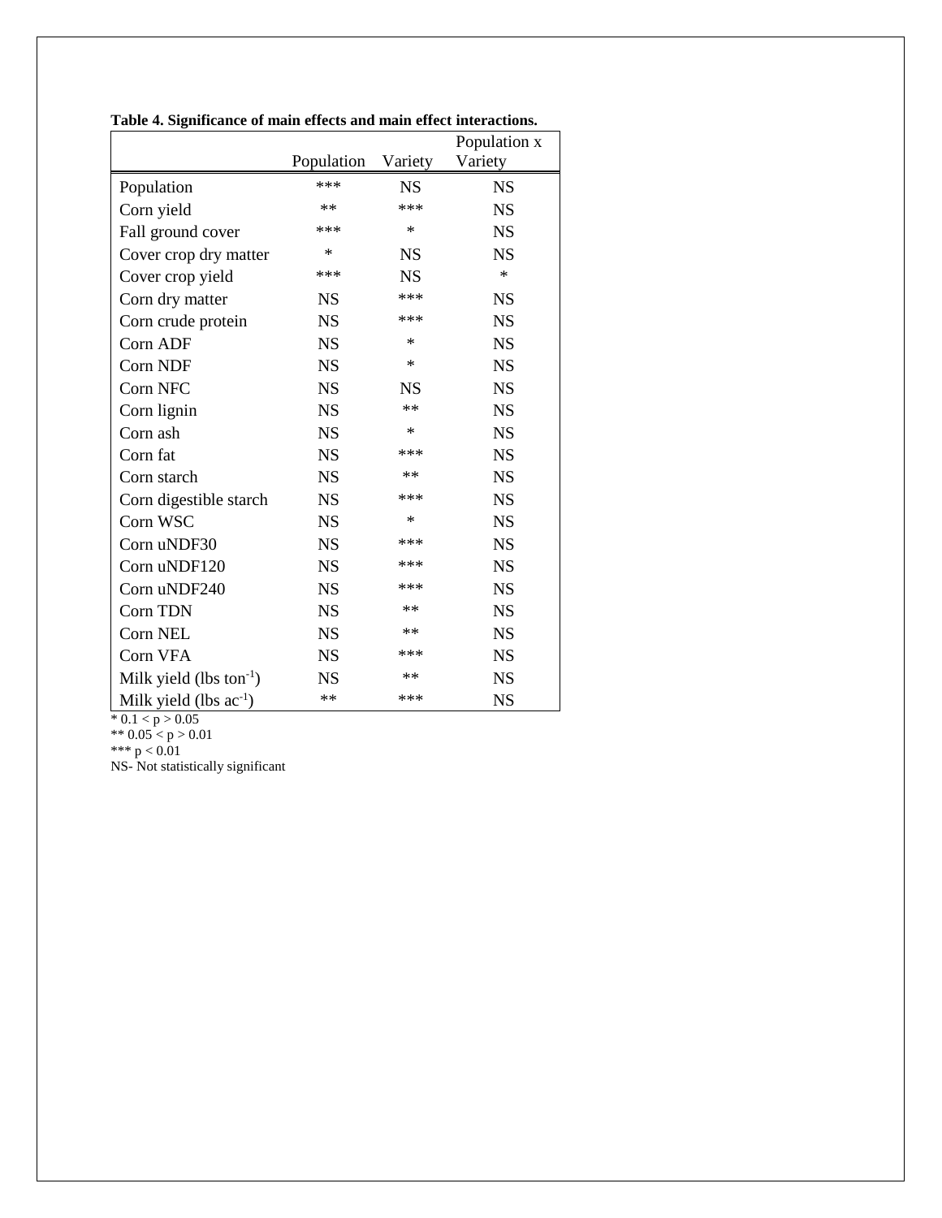**Table 4. Significance of main effects and main effect interactions.**

| | Population | Variety | Population x Variety |
|---|---|---|---|
| Population | *** | NS | NS |
| Corn yield | ** | *** | NS |
| Fall ground cover | *** | * | NS |
| Cover crop dry matter | * | NS | NS |
| Cover crop yield | *** | NS | * |
| Corn dry matter | NS | *** | NS |
| Corn crude protein | NS | *** | NS |
| Corn ADF | NS | * | NS |
| Corn NDF | NS | * | NS |
| Corn NFC | NS | NS | NS |
| Corn lignin | NS | ** | NS |
| Corn ash | NS | * | NS |
| Corn fat | NS | *** | NS |
| Corn starch | NS | ** | NS |
| Corn digestible starch | NS | *** | NS |
| Corn WSC | NS | * | NS |
| Corn uNDF30 | NS | *** | NS |
| Corn uNDF120 | NS | *** | NS |
| Corn uNDF240 | NS | *** | NS |
| Corn TDN | NS | ** | NS |
| Corn NEL | NS | ** | NS |
| Corn VFA | NS | *** | NS |
| Milk yield (lbs $ton^{-1}$) | NS | ** | NS |
| Milk yield (lbs $ac^{-1}$) | ** | *** | NS |

* $0.1 < p > 0.05$

** $0.05 < p > 0.01$

*** $p < 0.01$

NS- Not statistically significant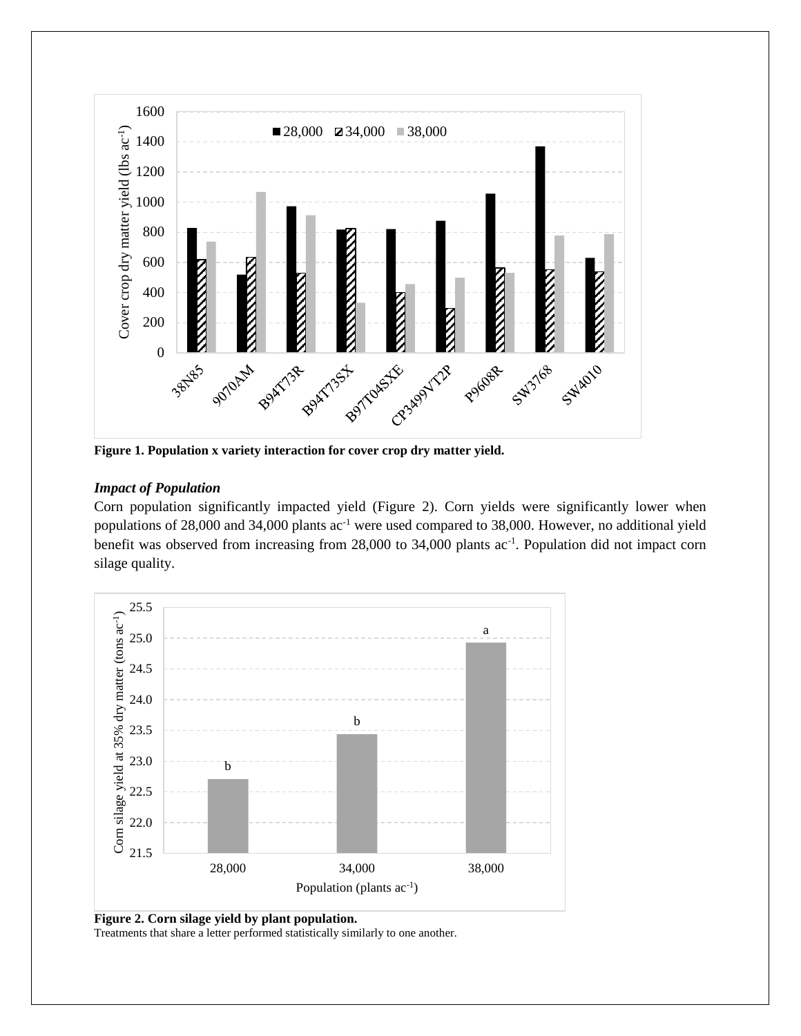**Figure 1. Population x variety interaction for cover crop dry matter yield.**

### *Impact of Population*

Corn population significantly impacted yield (Figure 2). Corn yields were significantly lower when populations of 28,000 and 34,000 plants $ac^{-1}$ were used compared to 38,000. However, no additional yield benefit was observed from increasing from 28,000 to 34,000 plants $ac^{-1}$. Population did not impact corn silage quality.

**Figure 2. Corn silage yield by plant population.**

Treatments that share a letter performed statistically similarly to one another.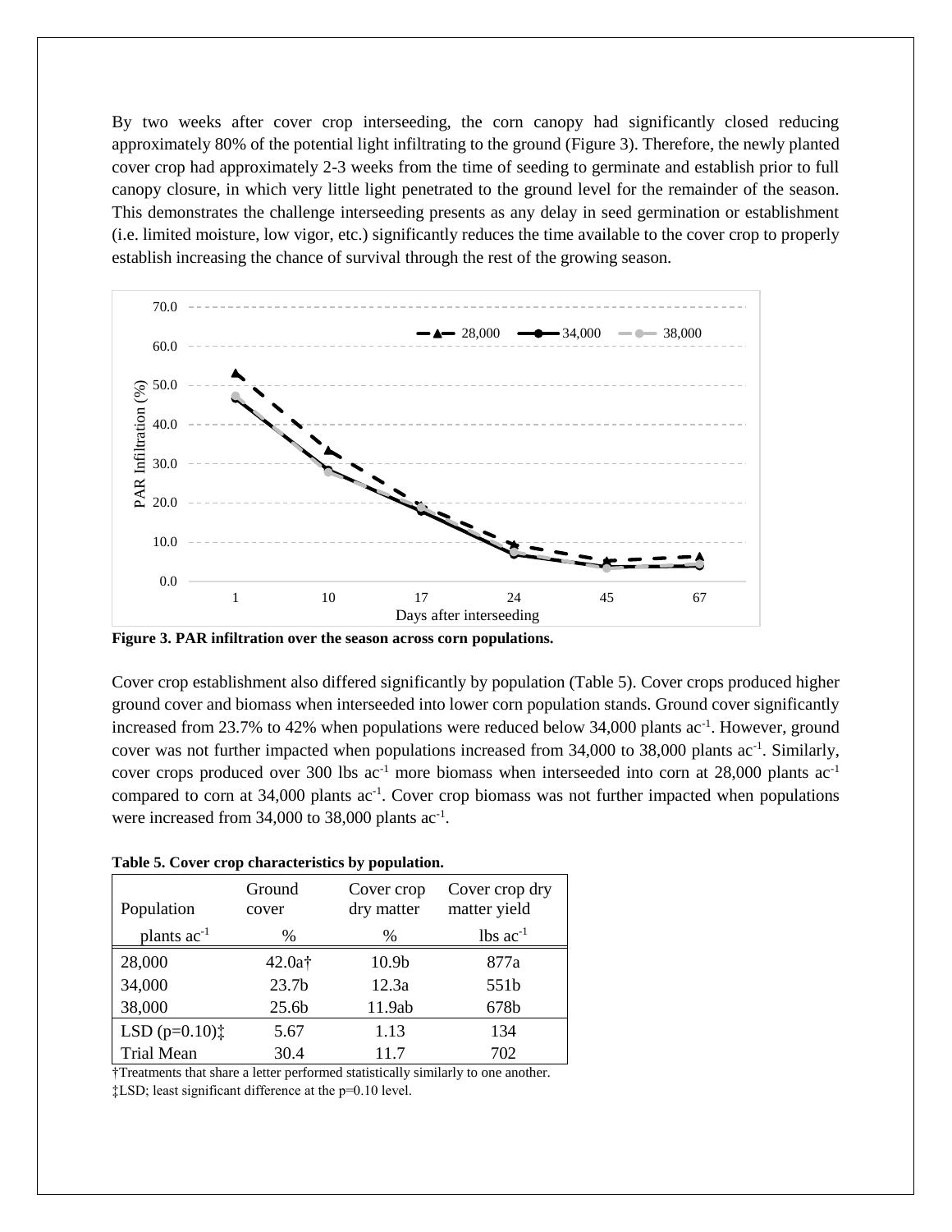By two weeks after cover crop interseeding, the corn canopy had significantly closed reducing approximately 80% of the potential light infiltrating to the ground (Figure 3). Therefore, the newly planted cover crop had approximately 2-3 weeks from the time of seeding to germinate and establish prior to full canopy closure, in which very little light penetrated to the ground level for the remainder of the season. This demonstrates the challenge interseeding presents as any delay in seed germination or establishment (i.e. limited moisture, low vigor, etc.) significantly reduces the time available to the cover crop to properly establish increasing the chance of survival through the rest of the growing season.

**Figure 3. PAR infiltration over the season across corn populations.**

Cover crop establishment also differed significantly by population (Table 5). Cover crops produced higher ground cover and biomass when interseeded into lower corn population stands. Ground cover significantly increased from 23.7% to 42% when populations were reduced below 34,000 plants ac$^{-1}$. However, ground cover was not further impacted when populations increased from 34,000 to 38,000 plants ac$^{-1}$. Similarly, cover crops produced over 300 lbs ac$^{-1}$ more biomass when interseeded into corn at 28,000 plants ac$^{-1}$ compared to corn at 34,000 plants ac$^{-1}$. Cover crop biomass was not further impacted when populations were increased from 34,000 to 38,000 plants ac$^{-1}$.

**Table 5. Cover crop characteristics by population.**

| Population | Ground cover | Cover crop dry matter | Cover crop dry matter yield |
|---|---|---|---|
| plants ac$^{-1}$ | % | % | lbs ac$^{-1}$ |
| 28,000 | 42.0a† | 10.9b | 877a |
| 34,000 | 23.7b | 12.3a | 551b |
| 38,000 | 25.6b | 11.9ab | 678b |
| LSD (p=0.10)‡ | 5.67 | 1.13 | 134 |
| Trial Mean | 30.4 | 11.7 | 702 |

†Treatments that share a letter performed statistically similarly to one another.
‡LSD; least significant difference at the p=0.10 level.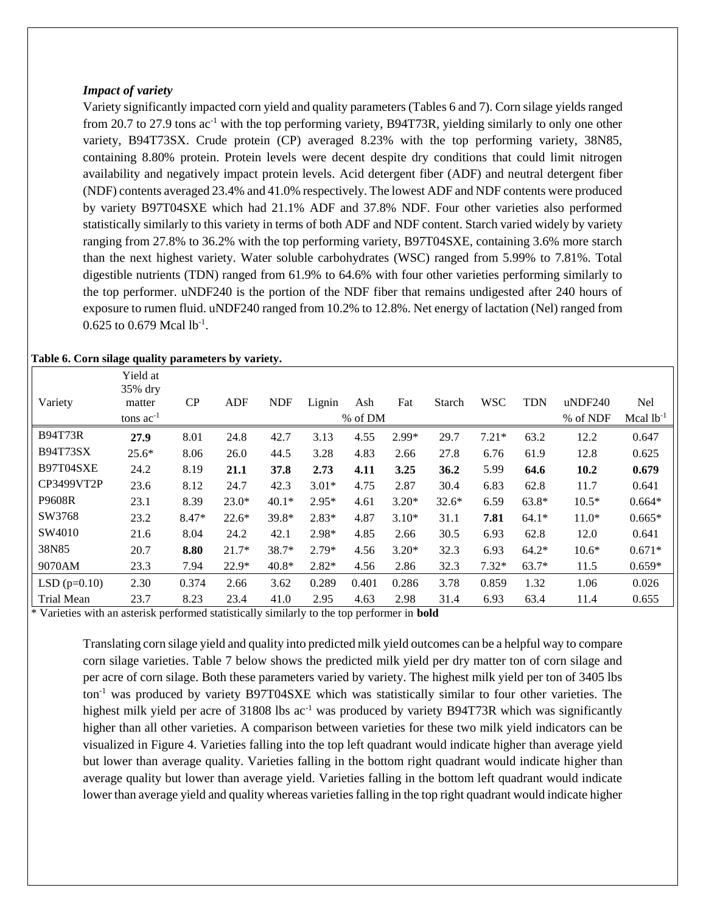### *Impact of variety*

Variety significantly impacted corn yield and quality parameters (Tables 6 and 7). Corn silage yields ranged from 20.7 to 27.9 tons ac$^{-1}$ with the top performing variety, B94T73R, yielding similarly to only one other variety, B94T73SX. Crude protein (CP) averaged 8.23% with the top performing variety, 38N85, containing 8.80% protein. Protein levels were decent despite dry conditions that could limit nitrogen availability and negatively impact protein levels. Acid detergent fiber (ADF) and neutral detergent fiber (NDF) contents averaged 23.4% and 41.0% respectively. The lowest ADF and NDF contents were produced by variety B97T04SXE which had 21.1% ADF and 37.8% NDF. Four other varieties also performed statistically similarly to this variety in terms of both ADF and NDF content. Starch varied widely by variety ranging from 27.8% to 36.2% with the top performing variety, B97T04SXE, containing 3.6% more starch than the next highest variety. Water soluble carbohydrates (WSC) ranged from 5.99% to 7.81%. Total digestible nutrients (TDN) ranged from 61.9% to 64.6% with four other varieties performing similarly to the top performer. uNDF240 is the portion of the NDF fiber that remains undigested after 240 hours of exposure to rumen fluid. uNDF240 ranged from 10.2% to 12.8%. Net energy of lactation (Nel) ranged from 0.625 to 0.679 Mcal lb$^{-1}$.

**Table 6. Corn silage quality parameters by variety.**

| Variety | Yield at 35% dry matter | CP | ADF | NDF | Lignin | Ash | Fat | Starch | WSC | TDN | uNDF240 | Nel |
|---|---|---|---|---|---|---|---|---|---|---|---|---|
| | tons ac$^{-1}$ | | | | | % of DM | | | | | % of NDF | Mcal lb$^{-1}$ |
| B94T73R | **27.9** | 8.01 | 24.8 | 42.7 | 3.13 | 4.55 | 2.99* | 29.7 | 7.21* | 63.2 | 12.2 | 0.647 |
| B94T73SX | 25.6* | 8.06 | 26.0 | 44.5 | 3.28 | 4.83 | 2.66 | 27.8 | 6.76 | 61.9 | 12.8 | 0.625 |
| B97T04SXE | 24.2 | 8.19 | **21.1** | **37.8** | **2.73** | **4.11** | **3.25** | **36.2** | 5.99 | **64.6** | **10.2** | **0.679** |
| CP3499VT2P | 23.6 | 8.12 | 24.7 | 42.3 | 3.01* | 4.75 | 2.87 | 30.4 | 6.83 | 62.8 | 11.7 | 0.641 |
| P9608R | 23.1 | 8.39 | 23.0* | 40.1* | 2.95* | 4.61 | 3.20* | 32.6* | 6.59 | 63.8* | 10.5* | 0.664* |
| SW3768 | 23.2 | 8.47* | 22.6* | 39.8* | 2.83* | 4.87 | 3.10* | 31.1 | **7.81** | 64.1* | 11.0* | 0.665* |
| SW4010 | 21.6 | 8.04 | 24.2 | 42.1 | 2.98* | 4.85 | 2.66 | 30.5 | 6.93 | 62.8 | 12.0 | 0.641 |
| 38N85 | 20.7 | **8.80** | 21.7* | 38.7* | 2.79* | 4.56 | 3.20* | 32.3 | 6.93 | 64.2* | 10.6* | 0.671* |
| 9070AM | 23.3 | 7.94 | 22.9* | 40.8* | 2.82* | 4.56 | 2.86 | 32.3 | 7.32* | 63.7* | 11.5 | 0.659* |
| LSD (p=0.10) | 2.30 | 0.374 | 2.66 | 3.62 | 0.289 | 0.401 | 0.286 | 3.78 | 0.859 | 1.32 | 1.06 | 0.026 |
| Trial Mean | 23.7 | 8.23 | 23.4 | 41.0 | 2.95 | 4.63 | 2.98 | 31.4 | 6.93 | 63.4 | 11.4 | 0.655 |

\* Varieties with an asterisk performed statistically similarly to the top performer in **bold**

Translating corn silage yield and quality into predicted milk yield outcomes can be a helpful way to compare corn silage varieties. Table 7 below shows the predicted milk yield per dry matter ton of corn silage and per acre of corn silage. Both these parameters varied by variety. The highest milk yield per ton of 3405 lbs ton$^{-1}$ was produced by variety B97T04SXE which was statistically similar to four other varieties. The highest milk yield per acre of 31808 lbs ac$^{-1}$ was produced by variety B94T73R which was significantly higher than all other varieties. A comparison between varieties for these two milk yield indicators can be visualized in Figure 4. Varieties falling into the top left quadrant would indicate higher than average yield but lower than average quality. Varieties falling in the bottom right quadrant would indicate higher than average quality but lower than average yield. Varieties falling in the bottom left quadrant would indicate lower than average yield and quality whereas varieties falling in the top right quadrant would indicate higher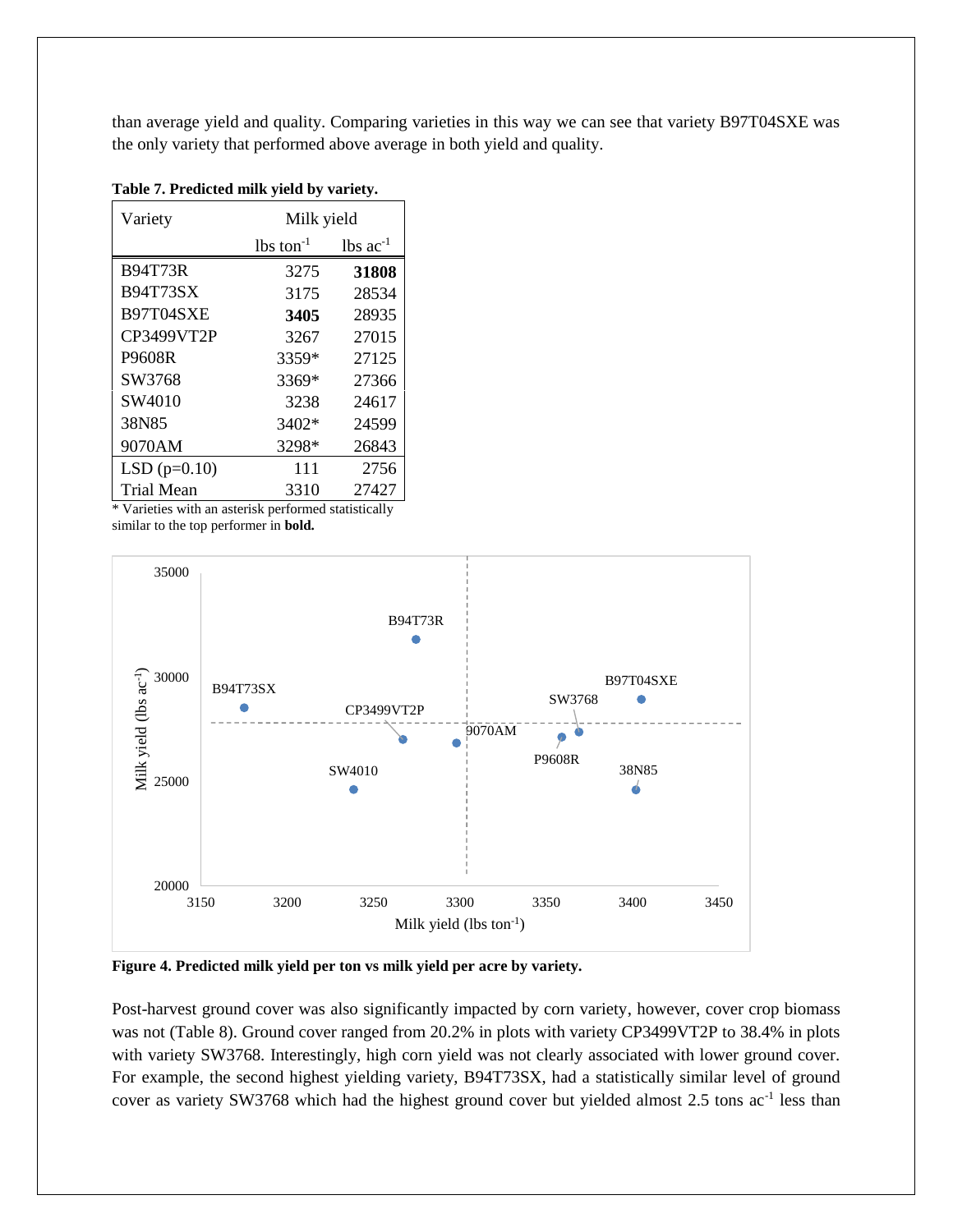than average yield and quality. Comparing varieties in this way we can see that variety B97T04SXE was the only variety that performed above average in both yield and quality.

**Table 7. Predicted milk yield by variety.**

| Variety | Milk yield | |
|---|---|---|
| | lbs $ton^{-1}$ | lbs $ac^{-1}$ |
| B94T73R | 3275 | **31808** |
| B94T73SX | 3175 | 28534 |
| B97T04SXE | **3405** | 28935 |
| CP3499VT2P | 3267 | 27015 |
| P9608R | 3359* | 27125 |
| SW3768 | 3369* | 27366 |
| SW4010 | 3238 | 24617 |
| 38N85 | 3402* | 24599 |
| 9070AM | 3298* | 26843 |
| LSD (p=0.10) | 111 | 2756 |
| Trial Mean | 3310 | 27427 |

\* Varieties with an asterisk performed statistically similar to the top performer in **bold.**

**Figure 4. Predicted milk yield per ton vs milk yield per acre by variety.**

Post-harvest ground cover was also significantly impacted by corn variety, however, cover crop biomass was not (Table 8). Ground cover ranged from 20.2% in plots with variety CP3499VT2P to 38.4% in plots with variety SW3768. Interestingly, high corn yield was not clearly associated with lower ground cover. For example, the second highest yielding variety, B94T73SX, had a statistically similar level of ground cover as variety SW3768 which had the highest ground cover but yielded almost 2.5 tons $ac^{-1}$ less than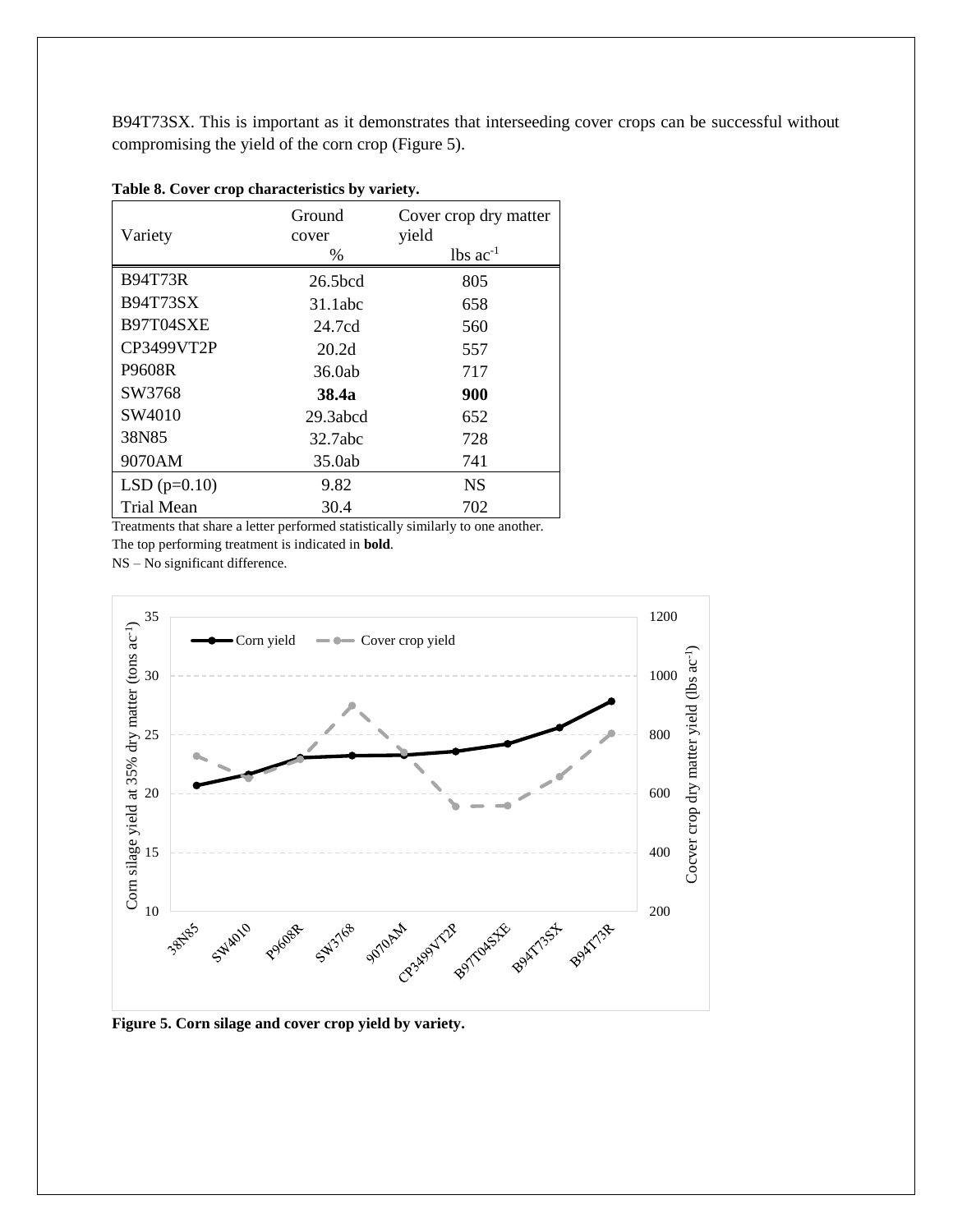B94T73SX. This is important as it demonstrates that interseeding cover crops can be successful without compromising the yield of the corn crop (Figure 5).

**Table 8. Cover crop characteristics by variety.**

| Variety | Ground cover | Cover crop dry matter yield |
|---|---|---|
| | % | lbs ac$^{-1}$ |
| B94T73R | 26.5bcd | 805 |
| B94T73SX | 31.1abc | 658 |
| B97T04SXE | 24.7cd | 560 |
| CP3499VT2P | 20.2d | 557 |
| P9608R | 36.0ab | 717 |
| SW3768 | **38.4a** | **900** |
| SW4010 | 29.3abcd | 652 |
| 38N85 | 32.7abc | 728 |
| 9070AM | 35.0ab | 741 |
| LSD (p=0.10) | 9.82 | NS |
| Trial Mean | 30.4 | 702 |

Treatments that share a letter performed statistically similarly to one another.
The top performing treatment is indicated in **bold**.
NS – No significant difference.

**Figure 5. Corn silage and cover crop yield by variety.**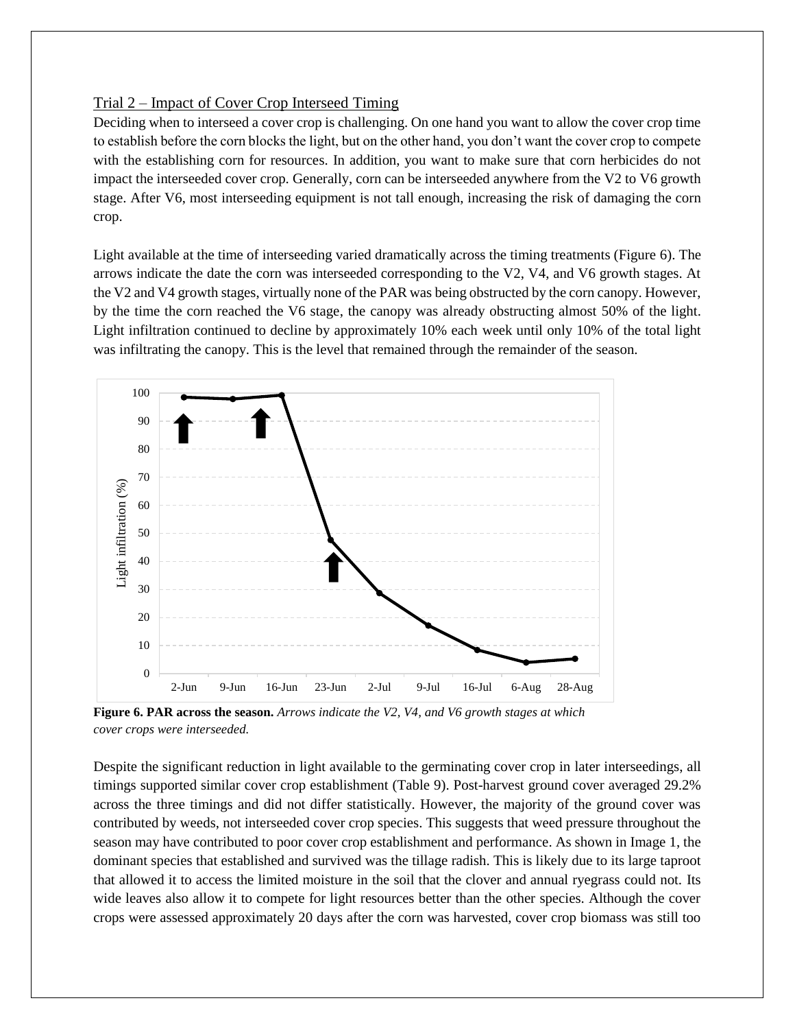## Trial 2 – Impact of Cover Crop Interseed Timing

Deciding when to interseed a cover crop is challenging. On one hand you want to allow the cover crop time to establish before the corn blocks the light, but on the other hand, you don't want the cover crop to compete with the establishing corn for resources. In addition, you want to make sure that corn herbicides do not impact the interseeded cover crop. Generally, corn can be interseeded anywhere from the V2 to V6 growth stage. After V6, most interseeding equipment is not tall enough, increasing the risk of damaging the corn crop.

Light available at the time of interseeding varied dramatically across the timing treatments (Figure 6). The arrows indicate the date the corn was interseeded corresponding to the V2, V4, and V6 growth stages. At the V2 and V4 growth stages, virtually none of the PAR was being obstructed by the corn canopy. However, by the time the corn reached the V6 stage, the canopy was already obstructing almost 50% of the light. Light infiltration continued to decline by approximately 10% each week until only 10% of the total light was infiltrating the canopy. This is the level that remained through the remainder of the season.

**Figure 6. PAR across the season.** *Arrows indicate the V2, V4, and V6 growth stages at which cover crops were interseeded.*

Despite the significant reduction in light available to the germinating cover crop in later interseedings, all timings supported similar cover crop establishment (Table 9). Post-harvest ground cover averaged 29.2% across the three timings and did not differ statistically. However, the majority of the ground cover was contributed by weeds, not interseeded cover crop species. This suggests that weed pressure throughout the season may have contributed to poor cover crop establishment and performance. As shown in Image 1, the dominant species that established and survived was the tillage radish. This is likely due to its large taproot that allowed it to access the limited moisture in the soil that the clover and annual ryegrass could not. Its wide leaves also allow it to compete for light resources better than the other species. Although the cover crops were assessed approximately 20 days after the corn was harvested, cover crop biomass was still too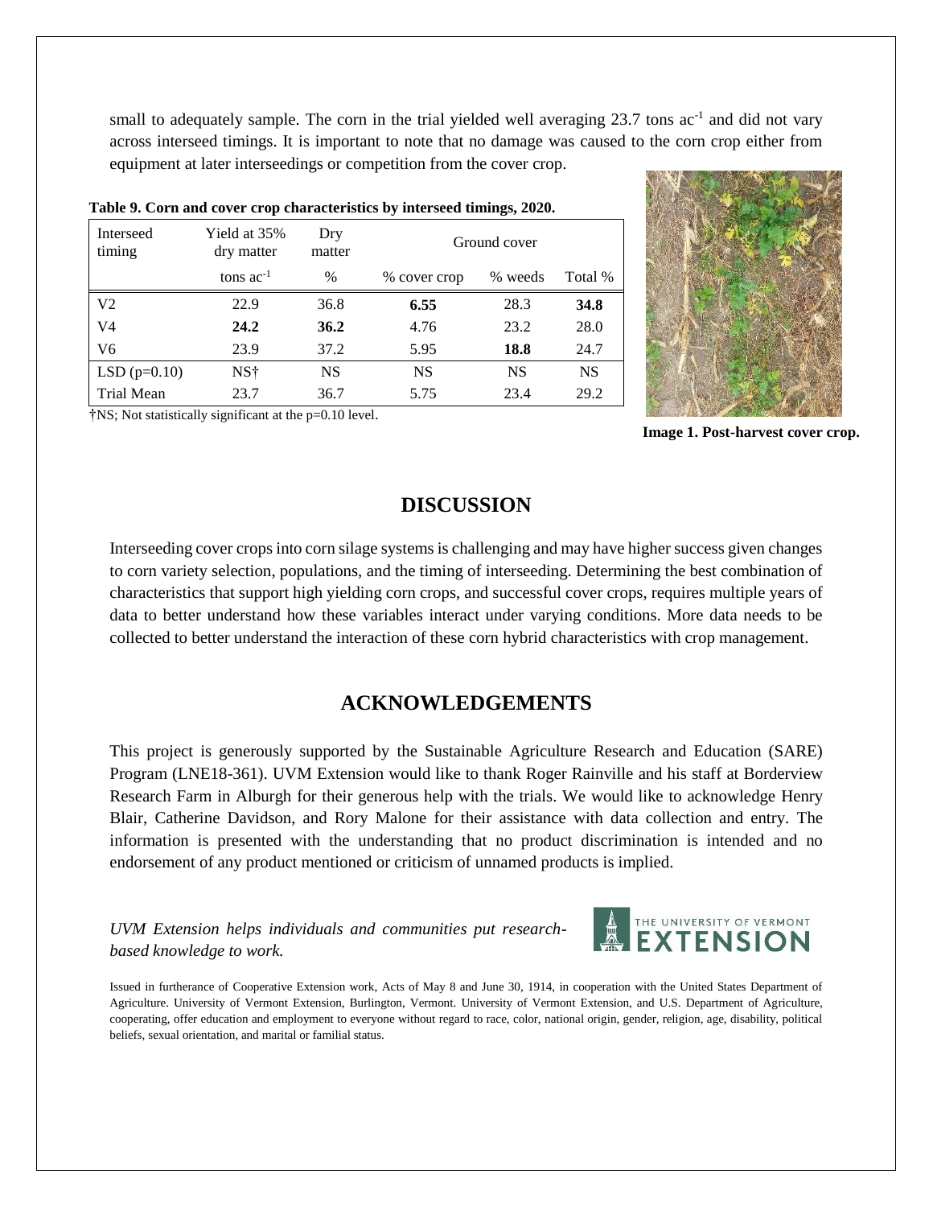small to adequately sample. The corn in the trial yielded well averaging 23.7 tons ac$^{-1}$ and did not vary across interseed timings. It is important to note that no damage was caused to the corn crop either from equipment at later interseedings or competition from the cover crop.

**Table 9. Corn and cover crop characteristics by interseed timings, 2020.**

| Interseed timing | Yield at 35% dry matter | Dry matter | Ground cover | | |
|---|---|---|---|---|---|
| | tons ac$^{-1}$ | % | % cover crop | % weeds | Total % |
| V2 | 22.9 | 36.8 | **6.55** | 28.3 | **34.8** |
| V4 | **24.2** | **36.2** | 4.76 | 23.2 | 28.0 |
| V6 | 23.9 | 37.2 | 5.95 | **18.8** | 24.7 |
| LSD (p=0.10) | NS† | NS | NS | NS | NS |
| Trial Mean | 23.7 | 36.7 | 5.75 | 23.4 | 29.2 |

†NS; Not statistically significant at the p=0.10 level.

**Image 1. Post-harvest cover crop.**

## DISCUSSION

Interseeding cover crops into corn silage systems is challenging and may have higher success given changes to corn variety selection, populations, and the timing of interseeding. Determining the best combination of characteristics that support high yielding corn crops, and successful cover crops, requires multiple years of data to better understand how these variables interact under varying conditions. More data needs to be collected to better understand the interaction of these corn hybrid characteristics with crop management.

## ACKNOWLEDGEMENTS

This project is generously supported by the Sustainable Agriculture Research and Education (SARE) Program (LNE18-361). UVM Extension would like to thank Roger Rainville and his staff at Borderview Research Farm in Alburgh for their generous help with the trials. We would like to acknowledge Henry Blair, Catherine Davidson, and Rory Malone for their assistance with data collection and entry. The information is presented with the understanding that no product discrimination is intended and no endorsement of any product mentioned or criticism of unnamed products is implied.

*UVM Extension helps individuals and communities put research-based knowledge to work.*

THE UNIVERSITY OF VERMONT EXTENSION

Issued in furtherance of Cooperative Extension work, Acts of May 8 and June 30, 1914, in cooperation with the United States Department of Agriculture. University of Vermont Extension, Burlington, Vermont. University of Vermont Extension, and U.S. Department of Agriculture, cooperating, offer education and employment to everyone without regard to race, color, national origin, gender, religion, age, disability, political beliefs, sexual orientation, and marital or familial status.